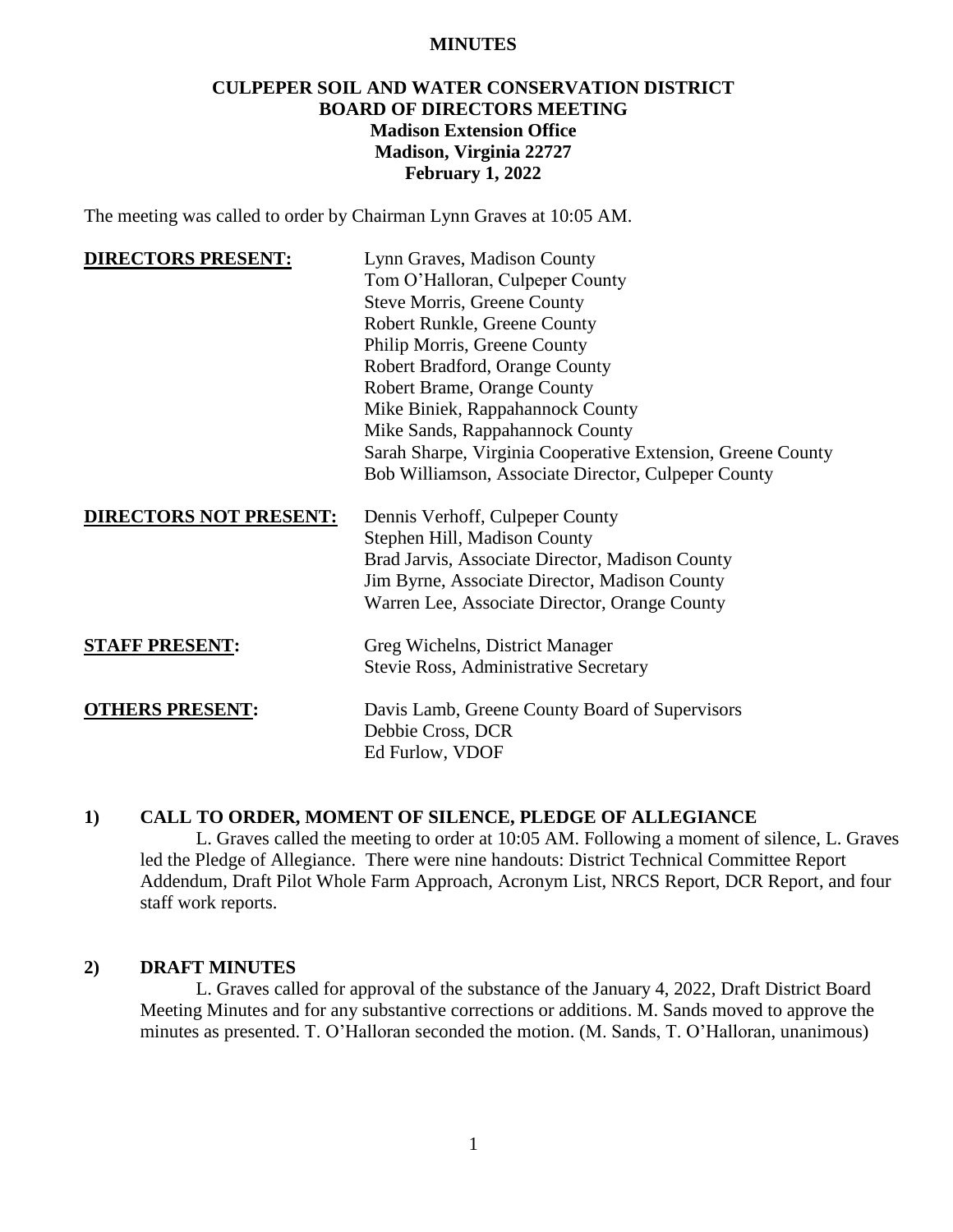**MINUTES**

**CULPEPER SOIL AND WATER CONSERVATION DISTRICT**
**BOARD OF DIRECTORS MEETING**
**Madison Extension Office**
**Madison, Virginia 22727**
**February 1, 2022**

The meeting was called to order by Chairman Lynn Graves at 10:05 AM.

| | |
|---|---|
| **DIRECTORS PRESENT:** | Lynn Graves, Madison County<br>Tom O'Halloran, Culpeper County<br>Steve Morris, Greene County<br>Robert Runkle, Greene County<br>Philip Morris, Greene County<br>Robert Bradford, Orange County<br>Robert Brame, Orange County<br>Mike Biniek, Rappahannock County<br>Mike Sands, Rappahannock County<br>Sarah Sharpe, Virginia Cooperative Extension, Greene County<br>Bob Williamson, Associate Director, Culpeper County |
| **DIRECTORS NOT PRESENT:** | Dennis Verhoff, Culpeper County<br>Stephen Hill, Madison County<br>Brad Jarvis, Associate Director, Madison County<br>Jim Byrne, Associate Director, Madison County<br>Warren Lee, Associate Director, Orange County |
| **STAFF PRESENT:** | Greg Wichelns, District Manager<br>Stevie Ross, Administrative Secretary |
| **OTHERS PRESENT:** | Davis Lamb, Greene County Board of Supervisors<br>Debbie Cross, DCR<br>Ed Furlow, VDOF |

## 1) CALL TO ORDER, MOMENT OF SILENCE, PLEDGE OF ALLEGIANCE

L. Graves called the meeting to order at 10:05 AM. Following a moment of silence, L. Graves led the Pledge of Allegiance. There were nine handouts: District Technical Committee Report Addendum, Draft Pilot Whole Farm Approach, Acronym List, NRCS Report, DCR Report, and four staff work reports.

## 2) DRAFT MINUTES

L. Graves called for approval of the substance of the January 4, 2022, Draft District Board Meeting Minutes and for any substantive corrections or additions. M. Sands moved to approve the minutes as presented. T. O'Halloran seconded the motion. (M. Sands, T. O'Halloran, unanimous)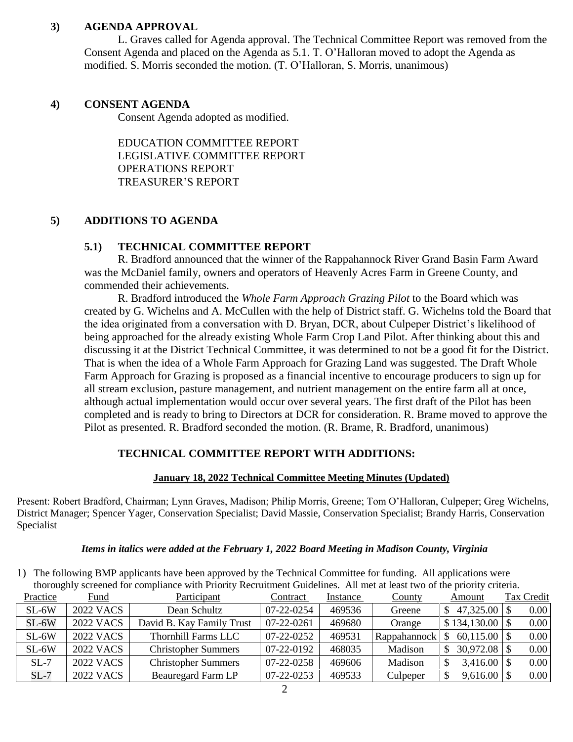### 3) AGENDA APPROVAL

L. Graves called for Agenda approval. The Technical Committee Report was removed from the Consent Agenda and placed on the Agenda as 5.1. T. O'Halloran moved to adopt the Agenda as modified. S. Morris seconded the motion. (T. O'Halloran, S. Morris, unanimous)

### 4) CONSENT AGENDA

Consent Agenda adopted as modified.

EDUCATION COMMITTEE REPORT
LEGISLATIVE COMMITTEE REPORT
OPERATIONS REPORT
TREASURER'S REPORT

### 5) ADDITIONS TO AGENDA

#### 5.1) TECHNICAL COMMITTEE REPORT

R. Bradford announced that the winner of the Rappahannock River Grand Basin Farm Award was the McDaniel family, owners and operators of Heavenly Acres Farm in Greene County, and commended their achievements.

R. Bradford introduced the *Whole Farm Approach Grazing Pilot* to the Board which was created by G. Wichelns and A. McCullen with the help of District staff. G. Wichelns told the Board that the idea originated from a conversation with D. Bryan, DCR, about Culpeper District's likelihood of being approached for the already existing Whole Farm Crop Land Pilot. After thinking about this and discussing it at the District Technical Committee, it was determined to not be a good fit for the District. That is when the idea of a Whole Farm Approach for Grazing Land was suggested. The Draft Whole Farm Approach for Grazing is proposed as a financial incentive to encourage producers to sign up for all stream exclusion, pasture management, and nutrient management on the entire farm all at once, although actual implementation would occur over several years. The first draft of the Pilot has been completed and is ready to bring to Directors at DCR for consideration. R. Brame moved to approve the Pilot as presented. R. Bradford seconded the motion. (R. Brame, R. Bradford, unanimous)

#### TECHNICAL COMMITTEE REPORT WITH ADDITIONS:

**January 18, 2022 Technical Committee Meeting Minutes (Updated)**

Present: Robert Bradford, Chairman; Lynn Graves, Madison; Philip Morris, Greene; Tom O'Halloran, Culpeper; Greg Wichelns, District Manager; Spencer Yager, Conservation Specialist; David Massie, Conservation Specialist; Brandy Harris, Conservation Specialist

***Items in italics were added at the February 1, 2022 Board Meeting in Madison County, Virginia***

1) The following BMP applicants have been approved by the Technical Committee for funding. All applications were thoroughly screened for compliance with Priority Recruitment Guidelines. All met at least two of the priority criteria.

| Practice | Fund | Participant | Contract | Instance | County | Amount | Tax Credit |
|---|---|---|---|---|---|---|---|
| SL-6W | 2022 VACS | Dean Schultz | 07-22-0254 | 469536 | Greene | $ 47,325.00 | $ 0.00 |
| SL-6W | 2022 VACS | David B. Kay Family Trust | 07-22-0261 | 469680 | Orange | $ 134,130.00 | $ 0.00 |
| SL-6W | 2022 VACS | Thornhill Farms LLC | 07-22-0252 | 469531 | Rappahannock | $ 60,115.00 | $ 0.00 |
| SL-6W | 2022 VACS | Christopher Summers | 07-22-0192 | 468035 | Madison | $ 30,972.08 | $ 0.00 |
| SL-7 | 2022 VACS | Christopher Summers | 07-22-0258 | 469606 | Madison | $ 3,416.00 | $ 0.00 |
| SL-7 | 2022 VACS | Beauregard Farm LP | 07-22-0253 | 469533 | Culpeper | $ 9,616.00 | $ 0.00 |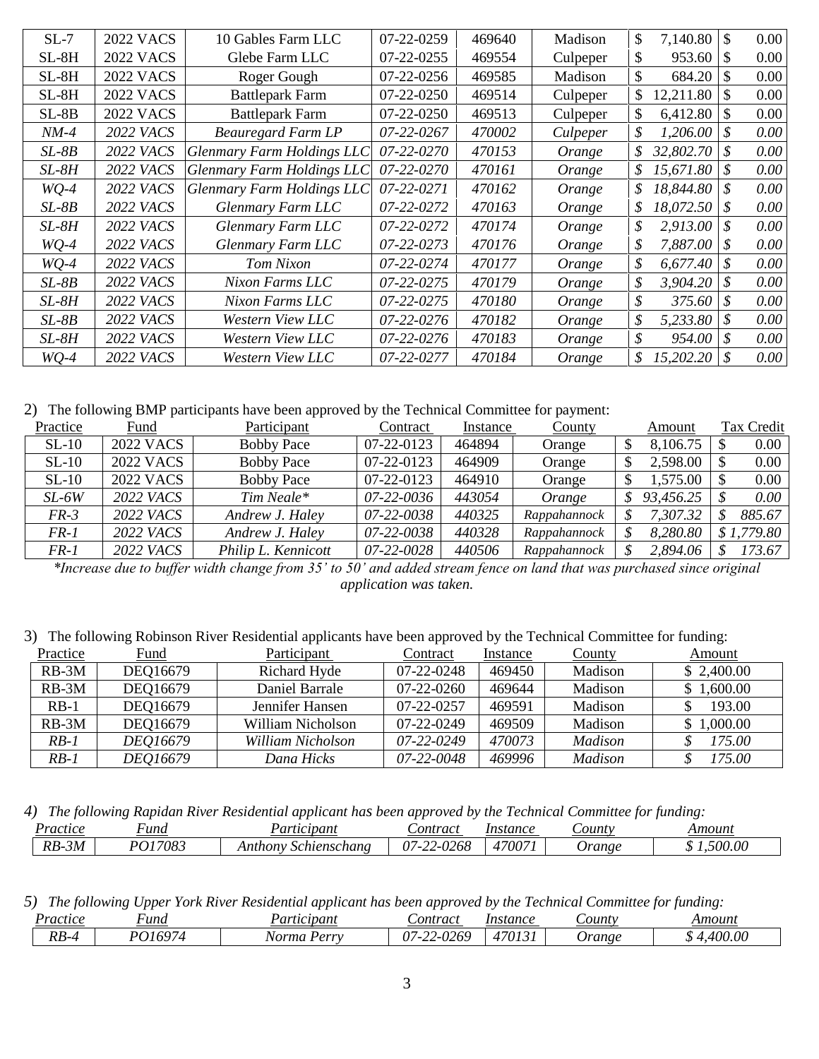| | | | | | | | |
|---|---|---|---|---|---|---|---|
| SL-7 | 2022 VACS | 10 Gables Farm LLC | 07-22-0259 | 469640 | Madison | $ 7,140.80 | $ 0.00 |
| SL-8H | 2022 VACS | Glebe Farm LLC | 07-22-0255 | 469554 | Culpeper | $ 953.60 | $ 0.00 |
| SL-8H | 2022 VACS | Roger Gough | 07-22-0256 | 469585 | Madison | $ 684.20 | $ 0.00 |
| SL-8H | 2022 VACS | Battlepark Farm | 07-22-0250 | 469514 | Culpeper | $ 12,211.80 | $ 0.00 |
| SL-8B | 2022 VACS | Battlepark Farm | 07-22-0250 | 469513 | Culpeper | $ 6,412.80 | $ 0.00 |
| *NM-4* | *2022 VACS* | *Beauregard Farm LP* | *07-22-0267* | *470002* | *Culpeper* | *$ 1,206.00* | *$ 0.00* |
| *SL-8B* | *2022 VACS* | *Glenmary Farm Holdings LLC* | *07-22-0270* | *470153* | *Orange* | *$ 32,802.70* | *$ 0.00* |
| *SL-8H* | *2022 VACS* | *Glenmary Farm Holdings LLC* | *07-22-0270* | *470161* | *Orange* | *$ 15,671.80* | *$ 0.00* |
| *WQ-4* | *2022 VACS* | *Glenmary Farm Holdings LLC* | *07-22-0271* | *470162* | *Orange* | *$ 18,844.80* | *$ 0.00* |
| *SL-8B* | *2022 VACS* | *Glenmary Farm LLC* | *07-22-0272* | *470163* | *Orange* | *$ 18,072.50* | *$ 0.00* |
| *SL-8H* | *2022 VACS* | *Glenmary Farm LLC* | *07-22-0272* | *470174* | *Orange* | *$ 2,913.00* | *$ 0.00* |
| *WQ-4* | *2022 VACS* | *Glenmary Farm LLC* | *07-22-0273* | *470176* | *Orange* | *$ 7,887.00* | *$ 0.00* |
| *WQ-4* | *2022 VACS* | *Tom Nixon* | *07-22-0274* | *470177* | *Orange* | *$ 6,677.40* | *$ 0.00* |
| *SL-8B* | *2022 VACS* | *Nixon Farms LLC* | *07-22-0275* | *470179* | *Orange* | *$ 3,904.20* | *$ 0.00* |
| *SL-8H* | *2022 VACS* | *Nixon Farms LLC* | *07-22-0275* | *470180* | *Orange* | *$ 375.60* | *$ 0.00* |
| *SL-8B* | *2022 VACS* | *Western View LLC* | *07-22-0276* | *470182* | *Orange* | *$ 5,233.80* | *$ 0.00* |
| *SL-8H* | *2022 VACS* | *Western View LLC* | *07-22-0276* | *470183* | *Orange* | *$ 954.00* | *$ 0.00* |
| *WQ-4* | *2022 VACS* | *Western View LLC* | *07-22-0277* | *470184* | *Orange* | *$ 15,202.20* | *$ 0.00* |

2) The following BMP participants have been approved by the Technical Committee for payment:

| Practice | Fund | Participant | Contract | Instance | County | Amount | Tax Credit |
|---|---|---|---|---|---|---|---|
| SL-10 | 2022 VACS | Bobby Pace | 07-22-0123 | 464894 | Orange | $ 8,106.75 | $ 0.00 |
| SL-10 | 2022 VACS | Bobby Pace | 07-22-0123 | 464909 | Orange | $ 2,598.00 | $ 0.00 |
| SL-10 | 2022 VACS | Bobby Pace | 07-22-0123 | 464910 | Orange | $ 1,575.00 | $ 0.00 |
| *SL-6W* | *2022 VACS* | *Tim Neale** | *07-22-0036* | *443054* | *Orange* | *$ 93,456.25* | *$ 0.00* |
| *FR-3* | *2022 VACS* | *Andrew J. Haley* | *07-22-0038* | *440325* | *Rappahannock* | *$ 7,307.32* | *$ 885.67* |
| *FR-1* | *2022 VACS* | *Andrew J. Haley* | *07-22-0038* | *440328* | *Rappahannock* | *$ 8,280.80* | *$ 1,779.80* |
| *FR-1* | *2022 VACS* | *Philip L. Kennicott* | *07-22-0028* | *440506* | *Rappahannock* | *$ 2,894.06* | *$ 173.67* |

*\*Increase due to buffer width change from 35' to 50' and added stream fence on land that was purchased since original application was taken.*

3) The following Robinson River Residential applicants have been approved by the Technical Committee for funding:

| Practice | Fund | Participant | Contract | Instance | County | Amount |
|---|---|---|---|---|---|---|
| RB-3M | DEQ16679 | Richard Hyde | 07-22-0248 | 469450 | Madison | $ 2,400.00 |
| RB-3M | DEQ16679 | Daniel Barrale | 07-22-0260 | 469644 | Madison | $ 1,600.00 |
| RB-1 | DEQ16679 | Jennifer Hansen | 07-22-0257 | 469591 | Madison | $ 193.00 |
| RB-3M | DEQ16679 | William Nicholson | 07-22-0249 | 469509 | Madison | $ 1,000.00 |
| *RB-1* | *DEQ16679* | *William Nicholson* | *07-22-0249* | *470073* | *Madison* | *$ 175.00* |
| *RB-1* | *DEQ16679* | *Dana Hicks* | *07-22-0048* | *469996* | *Madison* | *$ 175.00* |

*4) The following Rapidan River Residential applicant has been approved by the Technical Committee for funding:*

| *Practice* | *Fund* | *Participant* | *Contract* | *Instance* | *County* | *Amount* |
|---|---|---|---|---|---|---|
| *RB-3M* | *PO17083* | *Anthony Schienschang* | *07-22-0268* | *470071* | *Orange* | *$ 1,500.00* |

*5) The following Upper York River Residential applicant has been approved by the Technical Committee for funding:*

| *Practice* | *Fund* | *Participant* | *Contract* | *Instance* | *County* | *Amount* |
|---|---|---|---|---|---|---|
| *RB-4* | *PO16974* | *Norma Perry* | *07-22-0269* | *470131* | *Orange* | *$ 4,400.00* |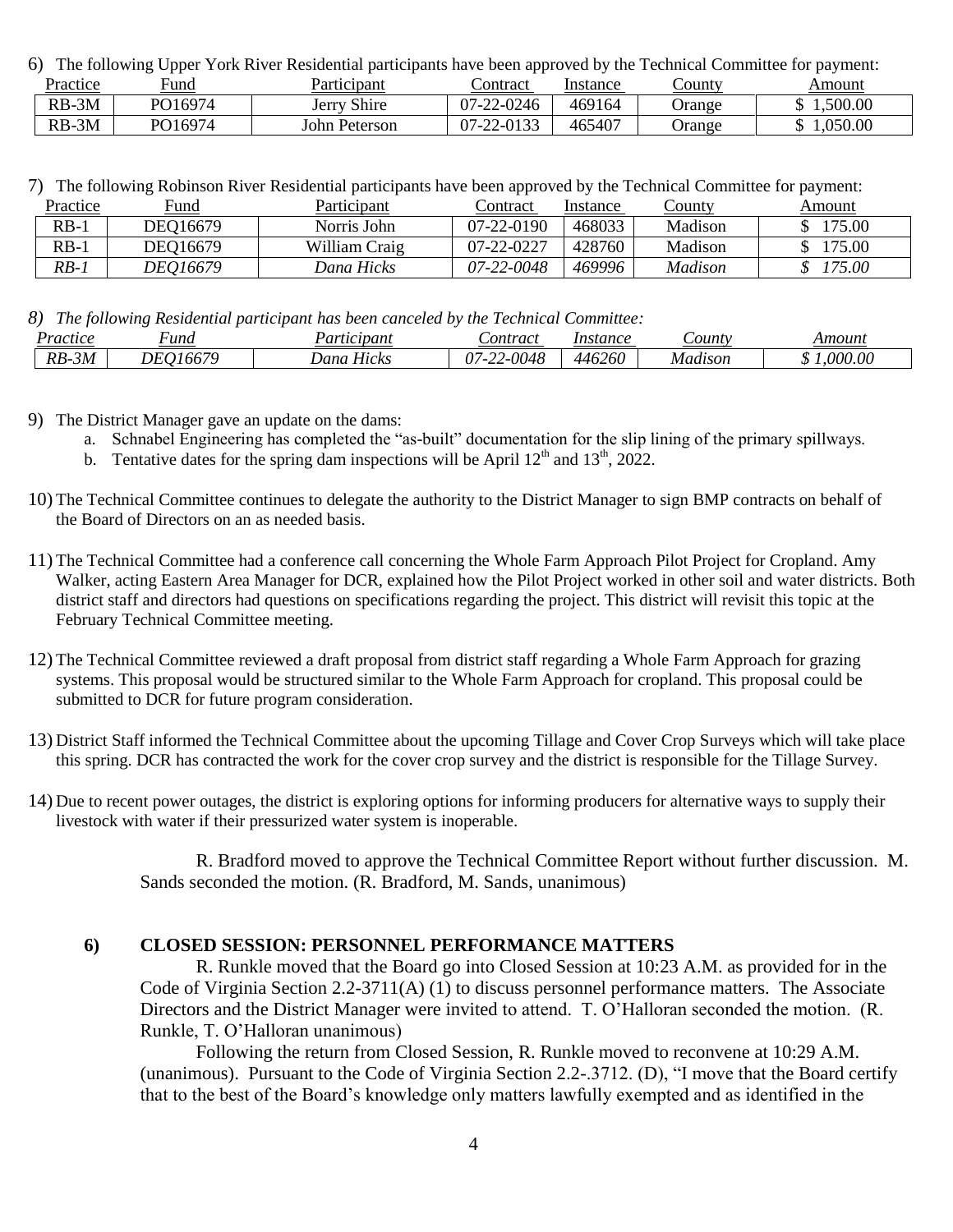6) The following Upper York River Residential participants have been approved by the Technical Committee for payment:

| Practice | Fund | Participant | Contract | Instance | County | Amount |
|---|---|---|---|---|---|---|
| RB-3M | PO16974 | Jerry Shire | 07-22-0246 | 469164 | Orange | $ 1,500.00 |
| RB-3M | PO16974 | John Peterson | 07-22-0133 | 465407 | Orange | $ 1,050.00 |

7) The following Robinson River Residential participants have been approved by the Technical Committee for payment:

| Practice | Fund | Participant | Contract | Instance | County | Amount |
|---|---|---|---|---|---|---|
| RB-1 | DEQ16679 | Norris John | 07-22-0190 | 468033 | Madison | $ 175.00 |
| RB-1 | DEQ16679 | William Craig | 07-22-0227 | 428760 | Madison | $ 175.00 |
| *RB-1* | *DEQ16679* | *Dana Hicks* | *07-22-0048* | *469996* | *Madison* | *$ 175.00* |

*8) The following Residential participant has been canceled by the Technical Committee:*

| *Practice* | *Fund* | *Participant* | *Contract* | *Instance* | *County* | *Amount* |
|---|---|---|---|---|---|---|
| *RB-3M* | *DEQ16679* | *Dana Hicks* | *07-22-0048* | *446260* | *Madison* | *$ 1,000.00* |

9) The District Manager gave an update on the dams:
   a. Schnabel Engineering has completed the "as-built" documentation for the slip lining of the primary spillways.
   b. Tentative dates for the spring dam inspections will be April 12th and 13th, 2022.

10) The Technical Committee continues to delegate the authority to the District Manager to sign BMP contracts on behalf of the Board of Directors on an as needed basis.

11) The Technical Committee had a conference call concerning the Whole Farm Approach Pilot Project for Cropland. Amy Walker, acting Eastern Area Manager for DCR, explained how the Pilot Project worked in other soil and water districts. Both district staff and directors had questions on specifications regarding the project. This district will revisit this topic at the February Technical Committee meeting.

12) The Technical Committee reviewed a draft proposal from district staff regarding a Whole Farm Approach for grazing systems. This proposal would be structured similar to the Whole Farm Approach for cropland. This proposal could be submitted to DCR for future program consideration.

13) District Staff informed the Technical Committee about the upcoming Tillage and Cover Crop Surveys which will take place this spring. DCR has contracted the work for the cover crop survey and the district is responsible for the Tillage Survey.

14) Due to recent power outages, the district is exploring options for informing producers for alternative ways to supply their livestock with water if their pressurized water system is inoperable.

R. Bradford moved to approve the Technical Committee Report without further discussion. M. Sands seconded the motion. (R. Bradford, M. Sands, unanimous)

**6) CLOSED SESSION: PERSONNEL PERFORMANCE MATTERS**

R. Runkle moved that the Board go into Closed Session at 10:23 A.M. as provided for in the Code of Virginia Section 2.2-3711(A) (1) to discuss personnel performance matters. The Associate Directors and the District Manager were invited to attend. T. O'Halloran seconded the motion. (R. Runkle, T. O'Halloran unanimous)

Following the return from Closed Session, R. Runkle moved to reconvene at 10:29 A.M. (unanimous). Pursuant to the Code of Virginia Section 2.2-.3712. (D), "I move that the Board certify that to the best of the Board's knowledge only matters lawfully exempted and as identified in the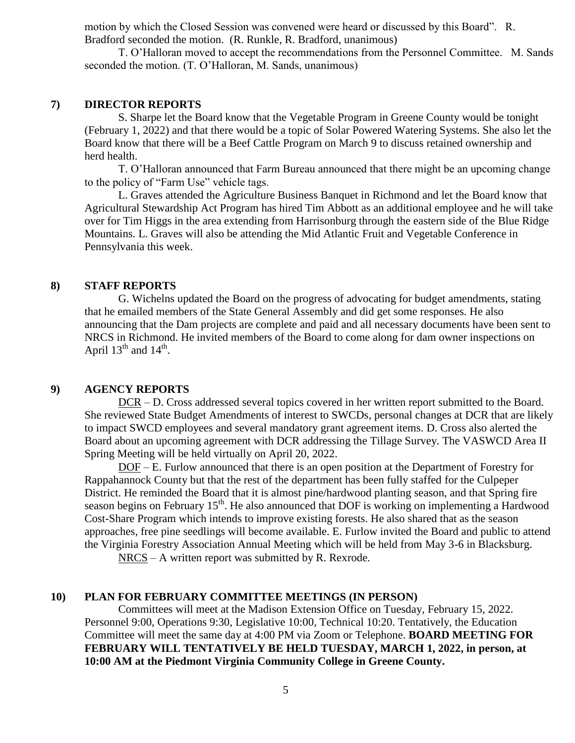motion by which the Closed Session was convened were heard or discussed by this Board". R. Bradford seconded the motion. (R. Runkle, R. Bradford, unanimous)

T. O'Halloran moved to accept the recommendations from the Personnel Committee. M. Sands seconded the motion. (T. O'Halloran, M. Sands, unanimous)

## 7) DIRECTOR REPORTS

S. Sharpe let the Board know that the Vegetable Program in Greene County would be tonight (February 1, 2022) and that there would be a topic of Solar Powered Watering Systems. She also let the Board know that there will be a Beef Cattle Program on March 9 to discuss retained ownership and herd health.

T. O'Halloran announced that Farm Bureau announced that there might be an upcoming change to the policy of "Farm Use" vehicle tags.

L. Graves attended the Agriculture Business Banquet in Richmond and let the Board know that Agricultural Stewardship Act Program has hired Tim Abbott as an additional employee and he will take over for Tim Higgs in the area extending from Harrisonburg through the eastern side of the Blue Ridge Mountains. L. Graves will also be attending the Mid Atlantic Fruit and Vegetable Conference in Pennsylvania this week.

## 8) STAFF REPORTS

G. Wichelns updated the Board on the progress of advocating for budget amendments, stating that he emailed members of the State General Assembly and did get some responses. He also announcing that the Dam projects are complete and paid and all necessary documents have been sent to NRCS in Richmond. He invited members of the Board to come along for dam owner inspections on April 13th and 14th.

## 9) AGENCY REPORTS

DCR – D. Cross addressed several topics covered in her written report submitted to the Board. She reviewed State Budget Amendments of interest to SWCDs, personal changes at DCR that are likely to impact SWCD employees and several mandatory grant agreement items. D. Cross also alerted the Board about an upcoming agreement with DCR addressing the Tillage Survey. The VASWCD Area II Spring Meeting will be held virtually on April 20, 2022.

DOF – E. Furlow announced that there is an open position at the Department of Forestry for Rappahannock County but that the rest of the department has been fully staffed for the Culpeper District. He reminded the Board that it is almost pine/hardwood planting season, and that Spring fire season begins on February 15th. He also announced that DOF is working on implementing a Hardwood Cost-Share Program which intends to improve existing forests. He also shared that as the season approaches, free pine seedlings will become available. E. Furlow invited the Board and public to attend the Virginia Forestry Association Annual Meeting which will be held from May 3-6 in Blacksburg.

NRCS – A written report was submitted by R. Rexrode.

## 10) PLAN FOR FEBRUARY COMMITTEE MEETINGS (IN PERSON)

Committees will meet at the Madison Extension Office on Tuesday, February 15, 2022. Personnel 9:00, Operations 9:30, Legislative 10:00, Technical 10:20. Tentatively, the Education Committee will meet the same day at 4:00 PM via Zoom or Telephone. **BOARD MEETING FOR FEBRUARY WILL TENTATIVELY BE HELD TUESDAY, MARCH 1, 2022, in person, at 10:00 AM at the Piedmont Virginia Community College in Greene County.**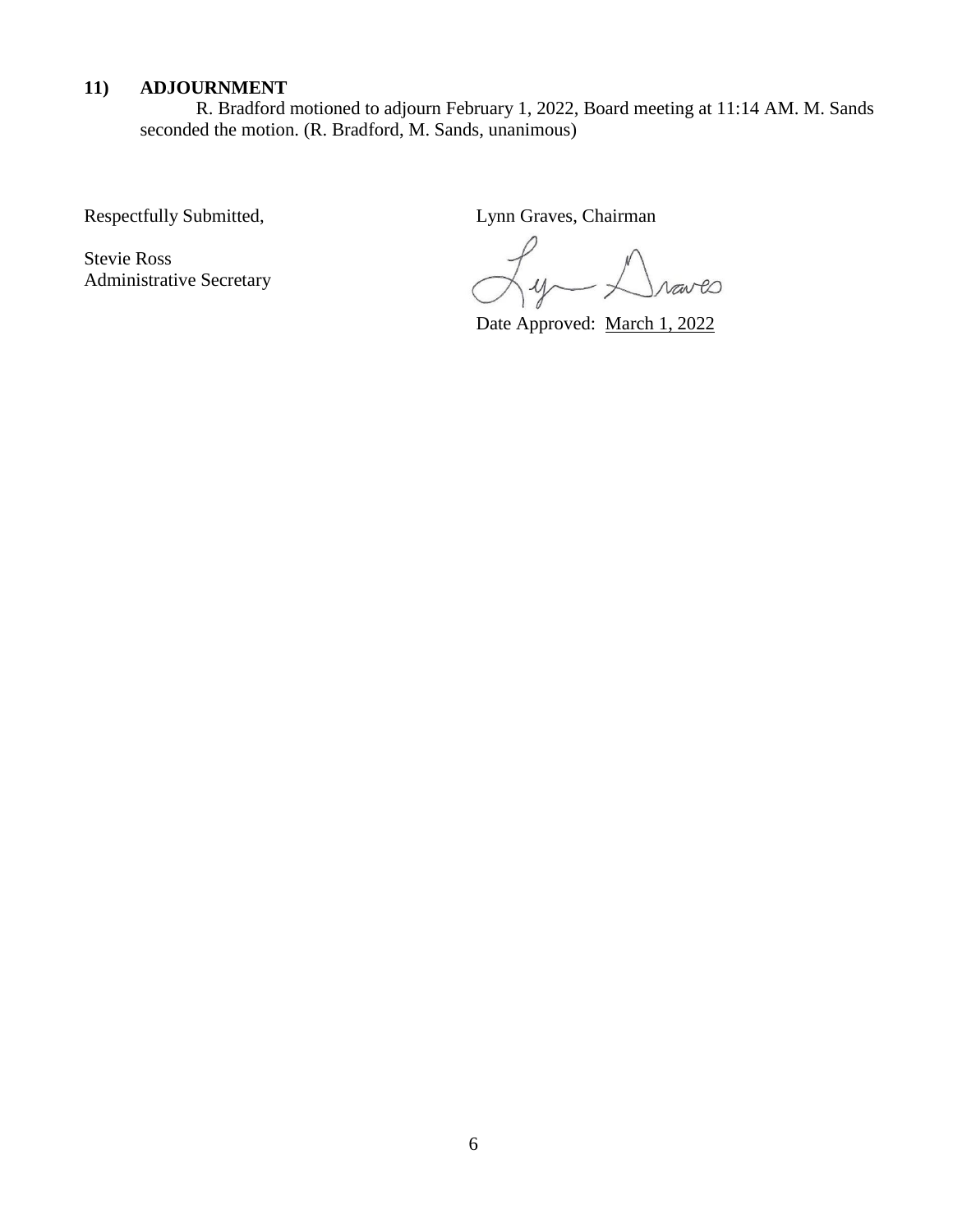## 11) ADJOURNMENT

R. Bradford motioned to adjourn February 1, 2022, Board meeting at 11:14 AM. M. Sands seconded the motion. (R. Bradford, M. Sands, unanimous)

Respectfully Submitted,

Stevie Ross
Administrative Secretary

Lynn Graves, Chairman

Date Approved: March 1, 2022